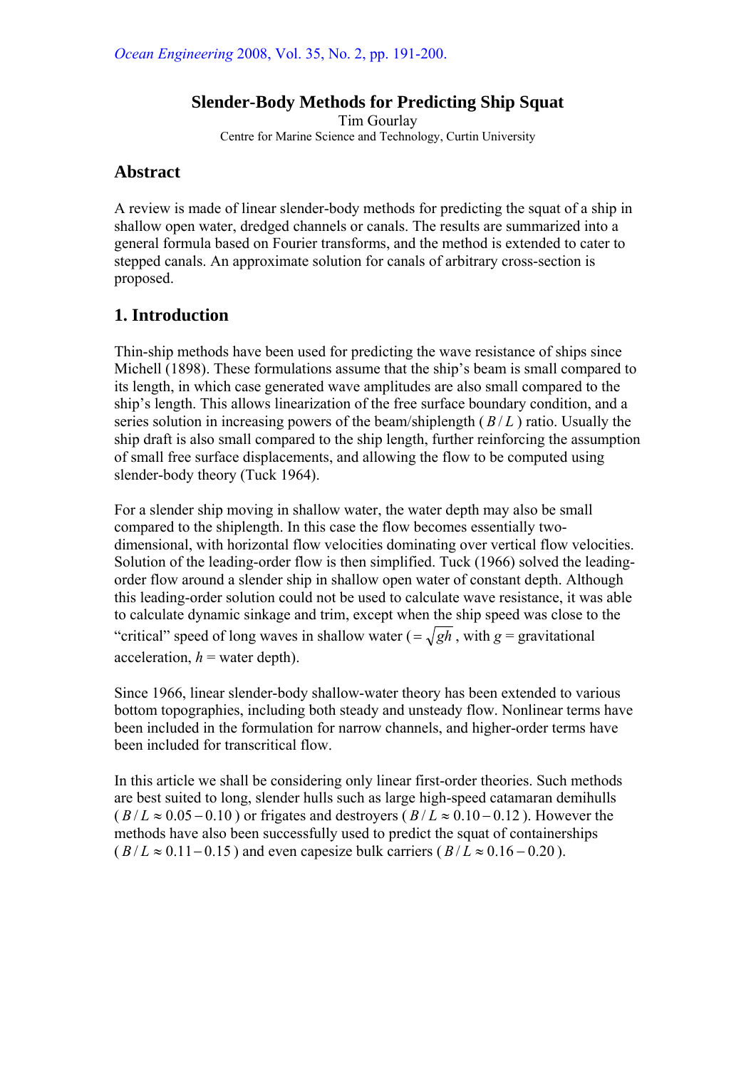Ocean Engineering 2008, Vol. 35, No. 2, pp. 191-200.

# Slender-Body Methods for Predicting Ship Squat

Tim Gourlay

Centre for Marine Science and Technology, Curtin University

## Abstract

A review is made of linear slender-body methods for predicting the squat of a ship in shallow open water, dredged channels or canals. The results are summarized into a general formula based on Fourier transforms, and the method is extended to cater to stepped canals. An approximate solution for canals of arbitrary cross-section is proposed.

## 1. Introduction

Thin-ship methods have been used for predicting the wave resistance of ships since Michell (1898). These formulations assume that the ship's beam is small compared to its length, in which case generated wave amplitudes are also small compared to the ship's length. This allows linearization of the free surface boundary condition, and a series solution in increasing powers of the beam/shiplength ( $B/L$ ) ratio. Usually the ship draft is also small compared to the ship length, further reinforcing the assumption of small free surface displacements, and allowing the flow to be computed using slender-body theory (Tuck 1964).

For a slender ship moving in shallow water, the water depth may also be small compared to the shiplength. In this case the flow becomes essentially two-dimensional, with horizontal flow velocities dominating over vertical flow velocities. Solution of the leading-order flow is then simplified. Tuck (1966) solved the leading-order flow around a slender ship in shallow open water of constant depth. Although this leading-order solution could not be used to calculate wave resistance, it was able to calculate dynamic sinkage and trim, except when the ship speed was close to the "critical" speed of long waves in shallow water ( $=\sqrt{gh}$ , with $g$ = gravitational acceleration, $h$ = water depth).

Since 1966, linear slender-body shallow-water theory has been extended to various bottom topographies, including both steady and unsteady flow. Nonlinear terms have been included in the formulation for narrow channels, and higher-order terms have been included for transcritical flow.

In this article we shall be considering only linear first-order theories. Such methods are best suited to long, slender hulls such as large high-speed catamaran demihulls ( $B/L \approx 0.05-0.10$ ) or frigates and destroyers ( $B/L \approx 0.10-0.12$ ). However the methods have also been successfully used to predict the squat of containerships ( $B/L \approx 0.11-0.15$ ) and even capesize bulk carriers ( $B/L \approx 0.16-0.20$ ).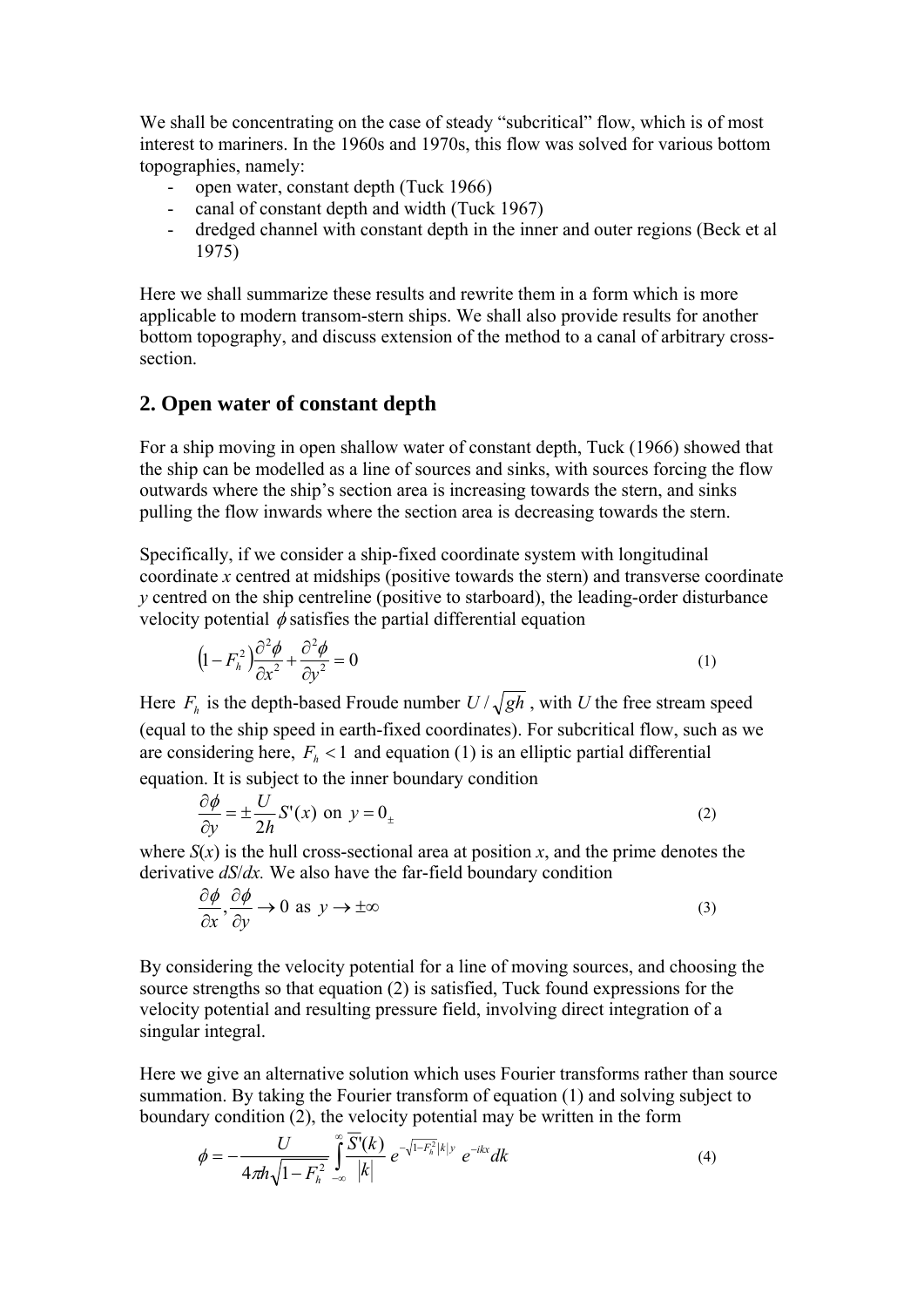We shall be concentrating on the case of steady "subcritical" flow, which is of most interest to mariners. In the 1960s and 1970s, this flow was solved for various bottom topographies, namely:

- open water, constant depth (Tuck 1966)
- canal of constant depth and width (Tuck 1967)
- dredged channel with constant depth in the inner and outer regions (Beck et al 1975)

Here we shall summarize these results and rewrite them in a form which is more applicable to modern transom-stern ships. We shall also provide results for another bottom topography, and discuss extension of the method to a canal of arbitrary cross-section.

## 2. Open water of constant depth

For a ship moving in open shallow water of constant depth, Tuck (1966) showed that the ship can be modelled as a line of sources and sinks, with sources forcing the flow outwards where the ship's section area is increasing towards the stern, and sinks pulling the flow inwards where the section area is decreasing towards the stern.

Specifically, if we consider a ship-fixed coordinate system with longitudinal coordinate $x$ centred at midships (positive towards the stern) and transverse coordinate $y$ centred on the ship centreline (positive to starboard), the leading-order disturbance velocity potential $\phi$ satisfies the partial differential equation

$$\left(1 - F_h^2\right)\frac{\partial^2 \phi}{\partial x^2} + \frac{\partial^2 \phi}{\partial y^2} = 0 \tag{1}$$

Here $F_h$ is the depth-based Froude number $U/\sqrt{gh}$, with $U$ the free stream speed (equal to the ship speed in earth-fixed coordinates). For subcritical flow, such as we are considering here, $F_h < 1$ and equation (1) is an elliptic partial differential equation. It is subject to the inner boundary condition

$$\frac{\partial \phi}{\partial y} = \pm \frac{U}{2h} S'(x) \text{ on } y = 0_{\pm} \tag{2}$$

where $S(x)$ is the hull cross-sectional area at position $x$, and the prime denotes the derivative $dS/dx$. We also have the far-field boundary condition

$$\frac{\partial \phi}{\partial x}, \frac{\partial \phi}{\partial y} \to 0 \text{ as } y \to \pm\infty \tag{3}$$

By considering the velocity potential for a line of moving sources, and choosing the source strengths so that equation (2) is satisfied, Tuck found expressions for the velocity potential and resulting pressure field, involving direct integration of a singular integral.

Here we give an alternative solution which uses Fourier transforms rather than source summation. By taking the Fourier transform of equation (1) and solving subject to boundary condition (2), the velocity potential may be written in the form

$$\phi = -\frac{U}{4\pi h\sqrt{1 - F_h^2}} \int_{-\infty}^{\infty} \frac{\overline{S'}(k)}{|k|} e^{-\sqrt{1-F_h^2}|k|y} e^{-ikx} dk \tag{4}$$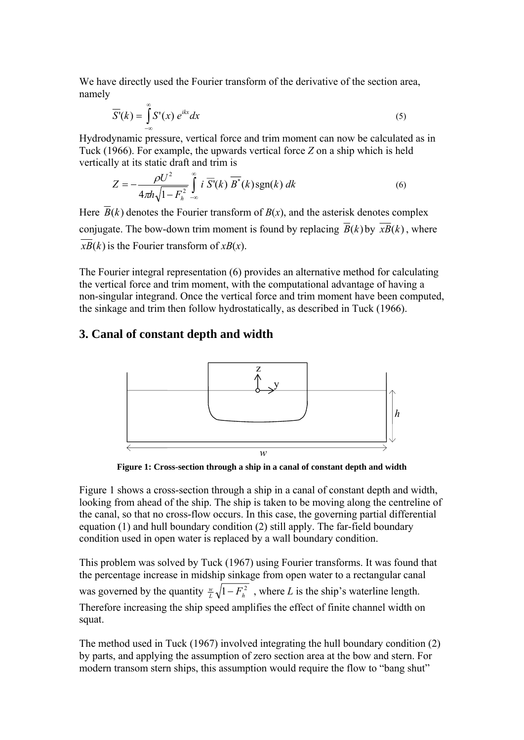We have directly used the Fourier transform of the derivative of the section area, namely

$$\overline{S'}(k) = \int_{-\infty}^{\infty} S'(x)\, e^{ikx} dx \tag{5}$$

Hydrodynamic pressure, vertical force and trim moment can now be calculated as in Tuck (1966). For example, the upwards vertical force $Z$ on a ship which is held vertically at its static draft and trim is

$$Z = -\frac{\rho U^2}{4\pi h\sqrt{1-F_h^2}} \int_{-\infty}^{\infty} i\, \overline{S'}(k)\, \overline{B}^*(k)\, \mathrm{sgn}(k)\, dk \tag{6}$$

Here $\overline{B}(k)$ denotes the Fourier transform of $B(x)$, and the asterisk denotes complex conjugate. The bow-down trim moment is found by replacing $\overline{B}(k)$ by $\overline{xB}(k)$, where $\overline{xB}(k)$ is the Fourier transform of $xB(x)$.

The Fourier integral representation (6) provides an alternative method for calculating the vertical force and trim moment, with the computational advantage of having a non-singular integrand. Once the vertical force and trim moment have been computed, the sinkage and trim then follow hydrostatically, as described in Tuck (1966).

## 3. Canal of constant depth and width

**Figure 1: Cross-section through a ship in a canal of constant depth and width**

Figure 1 shows a cross-section through a ship in a canal of constant depth and width, looking from ahead of the ship. The ship is taken to be moving along the centreline of the canal, so that no cross-flow occurs. In this case, the governing partial differential equation (1) and hull boundary condition (2) still apply. The far-field boundary condition used in open water is replaced by a wall boundary condition.

This problem was solved by Tuck (1967) using Fourier transforms. It was found that the percentage increase in midship sinkage from open water to a rectangular canal was governed by the quantity $\frac{w}{L}\sqrt{1-F_h^2}$, where $L$ is the ship's waterline length. Therefore increasing the ship speed amplifies the effect of finite channel width on squat.

The method used in Tuck (1967) involved integrating the hull boundary condition (2) by parts, and applying the assumption of zero section area at the bow and stern. For modern transom stern ships, this assumption would require the flow to "bang shut"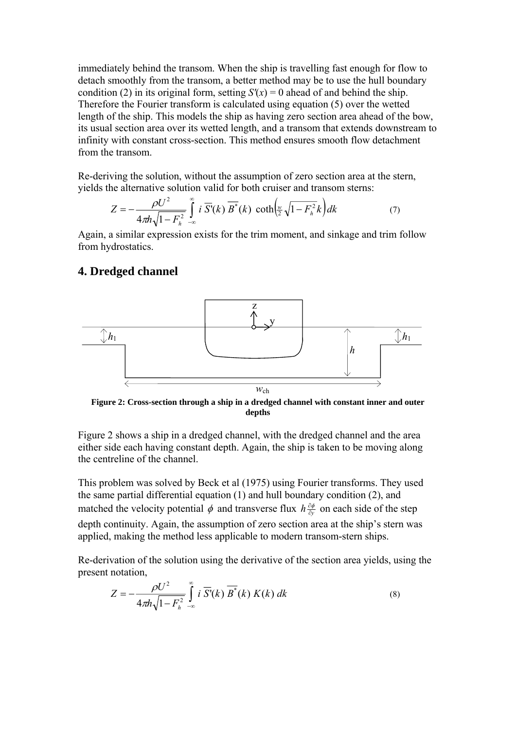immediately behind the transom. When the ship is travelling fast enough for flow to detach smoothly from the transom, a better method may be to use the hull boundary condition (2) in its original form, setting $S'(x) = 0$ ahead of and behind the ship. Therefore the Fourier transform is calculated using equation (5) over the wetted length of the ship. This models the ship as having zero section area ahead of the bow, its usual section area over its wetted length, and a transom that extends downstream to infinity with constant cross-section. This method ensures smooth flow detachment from the transom.

Re-deriving the solution, without the assumption of zero section area at the stern, yields the alternative solution valid for both cruiser and transom sterns:

$$Z = -\frac{\rho U^2}{4\pi h\sqrt{1-F_h^2}} \int_{-\infty}^{\infty} i\,\overline{S'}(k)\,\overline{B^*}(k)\,\coth\left(\tfrac{w}{2}\sqrt{1-F_h^2}\,k\right) dk \tag{7}$$

Again, a similar expression exists for the trim moment, and sinkage and trim follow from hydrostatics.

## 4. Dredged channel

**Figure 2: Cross-section through a ship in a dredged channel with constant inner and outer depths**

Figure 2 shows a ship in a dredged channel, with the dredged channel and the area either side each having constant depth. Again, the ship is taken to be moving along the centreline of the channel.

This problem was solved by Beck et al (1975) using Fourier transforms. They used the same partial differential equation (1) and hull boundary condition (2), and matched the velocity potential $\phi$ and transverse flux $h\frac{\partial \phi}{\partial y}$ on each side of the step depth continuity. Again, the assumption of zero section area at the ship's stern was applied, making the method less applicable to modern transom-stern ships.

Re-derivation of the solution using the derivative of the section area yields, using the present notation,

$$Z = -\frac{\rho U^2}{4\pi h\sqrt{1-F_h^2}} \int_{-\infty}^{\infty} i\,\overline{S'}(k)\,\overline{B^*}(k)\,K(k)\,dk \tag{8}$$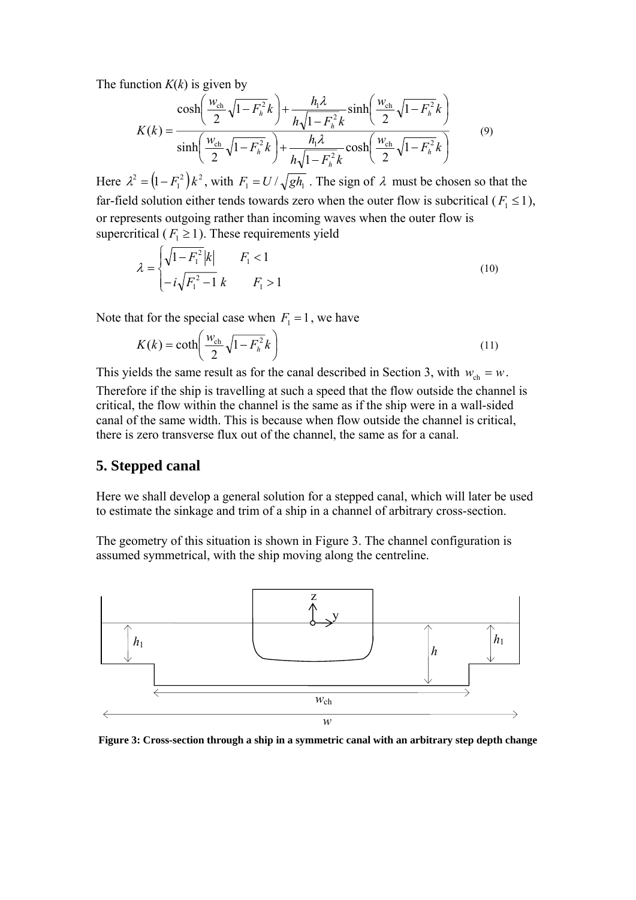The function $K(k)$ is given by

$$K(k) = \frac{\cosh\left(\frac{w_{\text{ch}}}{2}\sqrt{1-F_h^2}\,k\right) + \frac{h_1\lambda}{h\sqrt{1-F_h^2}\,k}\sinh\left(\frac{w_{\text{ch}}}{2}\sqrt{1-F_h^2}\,k\right)}{\sinh\left(\frac{w_{\text{ch}}}{2}\sqrt{1-F_h^2}\,k\right) + \frac{h_1\lambda}{h\sqrt{1-F_h^2}\,k}\cosh\left(\frac{w_{\text{ch}}}{2}\sqrt{1-F_h^2}\,k\right)} \tag{9}$$

Here $\lambda^2 = \left(1-F_1^2\right)k^2$, with $F_1 = U/\sqrt{gh_1}$. The sign of $\lambda$ must be chosen so that the far-field solution either tends towards zero when the outer flow is subcritical ($F_1 \le 1$), or represents outgoing rather than incoming waves when the outer flow is supercritical ($F_1 \ge 1$). These requirements yield

$$\lambda = \begin{cases} \sqrt{1-F_1^2}\,|k| & F_1 < 1 \\ -i\sqrt{F_1^2-1}\,k & F_1 > 1 \end{cases} \tag{10}$$

Note that for the special case when $F_1 = 1$, we have

$$K(k) = \coth\left(\frac{w_{\text{ch}}}{2}\sqrt{1-F_h^2}\,k\right) \tag{11}$$

This yields the same result as for the canal described in Section 3, with $w_{\text{ch}} = w$. Therefore if the ship is travelling at such a speed that the flow outside the channel is critical, the flow within the channel is the same as if the ship were in a wall-sided canal of the same width. This is because when flow outside the channel is critical, there is zero transverse flux out of the channel, the same as for a canal.

## 5. Stepped canal

Here we shall develop a general solution for a stepped canal, which will later be used to estimate the sinkage and trim of a ship in a channel of arbitrary cross-section.

The geometry of this situation is shown in Figure 3. The channel configuration is assumed symmetrical, with the ship moving along the centreline.

**Figure 3: Cross-section through a ship in a symmetric canal with an arbitrary step depth change**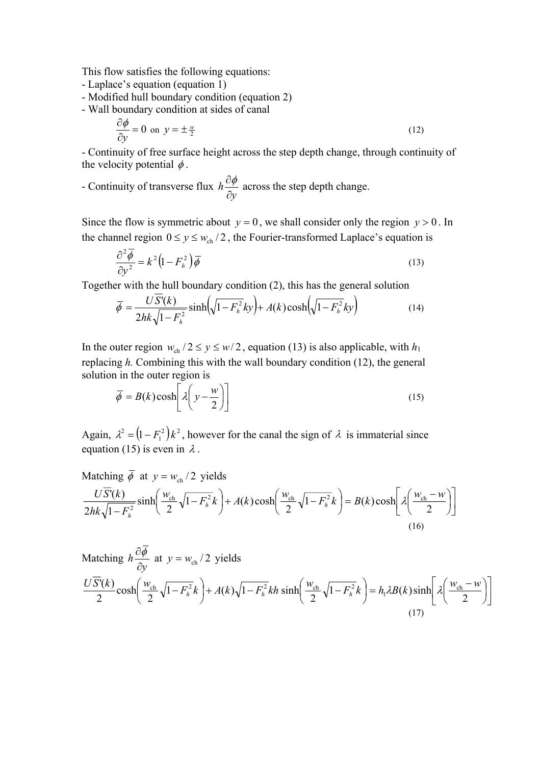This flow satisfies the following equations:

- Laplace's equation (equation 1)
- Modified hull boundary condition (equation 2)
- Wall boundary condition at sides of canal

$$\frac{\partial \phi}{\partial y} = 0 \text{ on } y = \pm \tfrac{w}{2} \tag{12}$$

- Continuity of free surface height across the step depth change, through continuity of the velocity potential $\phi$.
- Continuity of transverse flux $h\dfrac{\partial \phi}{\partial y}$ across the step depth change.

Since the flow is symmetric about $y = 0$, we shall consider only the region $y > 0$. In the channel region $0 \le y \le w_{\text{ch}}/2$, the Fourier-transformed Laplace's equation is

$$\frac{\partial^2 \overline{\phi}}{\partial y^2} = k^2\left(1 - F_h^2\right)\overline{\phi} \tag{13}$$

Together with the hull boundary condition (2), this has the general solution

$$\overline{\phi} = \frac{U\overline{S}'(k)}{2hk\sqrt{1-F_h^2}}\sinh\left(\sqrt{1-F_h^2}\,ky\right) + A(k)\cosh\left(\sqrt{1-F_h^2}\,ky\right) \tag{14}$$

In the outer region $w_{\text{ch}}/2 \le y \le w/2$, equation (13) is also applicable, with $h_1$ replacing $h$. Combining this with the wall boundary condition (12), the general solution in the outer region is

$$\overline{\phi} = B(k)\cosh\left[\lambda\left(y - \frac{w}{2}\right)\right] \tag{15}$$

Again, $\lambda^2 = \left(1 - F_1^2\right)k^2$, however for the canal the sign of $\lambda$ is immaterial since equation (15) is even in $\lambda$.

Matching $\overline{\phi}$ at $y = w_{\text{ch}}/2$ yields

$$\frac{U\overline{S}'(k)}{2hk\sqrt{1-F_h^2}}\sinh\left(\frac{w_{\text{ch}}}{2}\sqrt{1-F_h^2}\,k\right) + A(k)\cosh\left(\frac{w_{\text{ch}}}{2}\sqrt{1-F_h^2}\,k\right) = B(k)\cosh\left[\lambda\left(\frac{w_{\text{ch}} - w}{2}\right)\right] \tag{16}$$

Matching $h\dfrac{\partial \overline{\phi}}{\partial y}$ at $y = w_{\text{ch}}/2$ yields

$$\frac{U\overline{S}'(k)}{2}\cosh\left(\frac{w_{\text{ch}}}{2}\sqrt{1-F_h^2}\,k\right) + A(k)\sqrt{1-F_h^2}\,kh\sinh\left(\frac{w_{\text{ch}}}{2}\sqrt{1-F_h^2}\,k\right) = h_1\lambda B(k)\sinh\left[\lambda\left(\frac{w_{\text{ch}} - w}{2}\right)\right] \tag{17}$$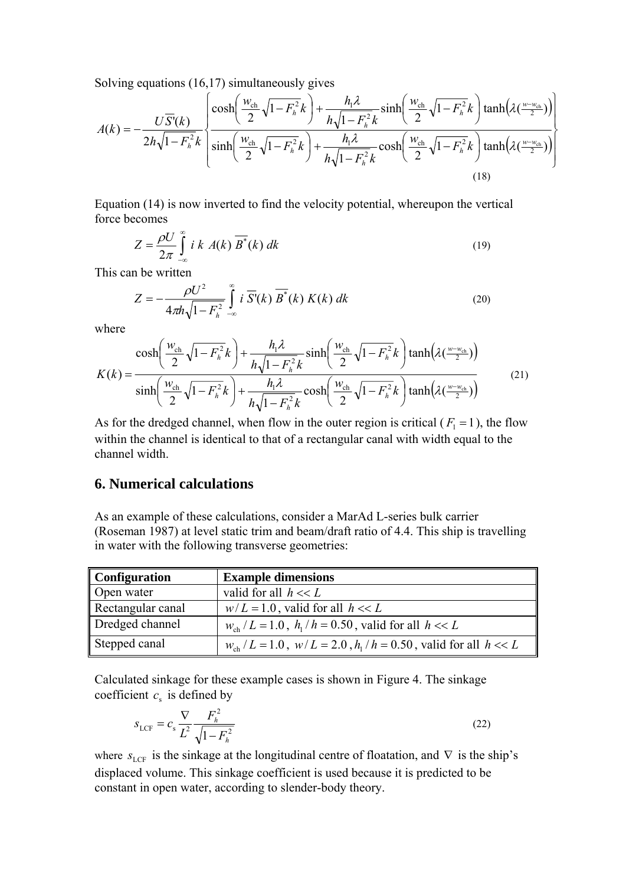Solving equations (16,17) simultaneously gives

$$A(k) = -\frac{U\overline{S'}(k)}{2h\sqrt{1-F_h^2}\,k}\left\{\frac{\cosh\left(\frac{w_{\text{ch}}}{2}\sqrt{1-F_h^2}\,k\right) + \frac{h_1\lambda}{h\sqrt{1-F_h^2}\,k}\sinh\left(\frac{w_{\text{ch}}}{2}\sqrt{1-F_h^2}\,k\right)\tanh\left(\lambda(\tfrac{w-w_{\text{ch}}}{2})\right)}{\sinh\left(\frac{w_{\text{ch}}}{2}\sqrt{1-F_h^2}\,k\right) + \frac{h_1\lambda}{h\sqrt{1-F_h^2}\,k}\cosh\left(\frac{w_{\text{ch}}}{2}\sqrt{1-F_h^2}\,k\right)\tanh\left(\lambda(\tfrac{w-w_{\text{ch}}}{2})\right)}\right\} \tag{18}$$

Equation (14) is now inverted to find the velocity potential, whereupon the vertical force becomes

$$Z = \frac{\rho U}{2\pi}\int_{-\infty}^{\infty} i\;k\;A(k)\;\overline{B^*}(k)\;dk \tag{19}$$

This can be written

$$Z = -\frac{\rho U^2}{4\pi h\sqrt{1-F_h^2}}\int_{-\infty}^{\infty} i\;\overline{S'}(k)\;\overline{B^*}(k)\;K(k)\;dk \tag{20}$$

where

$$K(k) = \frac{\cosh\left(\frac{w_{\text{ch}}}{2}\sqrt{1-F_h^2}\,k\right) + \frac{h_1\lambda}{h\sqrt{1-F_h^2}\,k}\sinh\left(\frac{w_{\text{ch}}}{2}\sqrt{1-F_h^2}\,k\right)\tanh\left(\lambda(\tfrac{w-w_{\text{ch}}}{2})\right)}{\sinh\left(\frac{w_{\text{ch}}}{2}\sqrt{1-F_h^2}\,k\right) + \frac{h_1\lambda}{h\sqrt{1-F_h^2}\,k}\cosh\left(\frac{w_{\text{ch}}}{2}\sqrt{1-F_h^2}\,k\right)\tanh\left(\lambda(\tfrac{w-w_{\text{ch}}}{2})\right)} \tag{21}$$

As for the dredged channel, when flow in the outer region is critical ($F_1 = 1$), the flow within the channel is identical to that of a rectangular canal with width equal to the channel width.

## 6. Numerical calculations

As an example of these calculations, consider a MarAd L-series bulk carrier (Roseman 1987) at level static trim and beam/draft ratio of 4.4. This ship is travelling in water with the following transverse geometries:

| Configuration | Example dimensions |
|---|---|
| Open water | valid for all $h << L$ |
| Rectangular canal | $w/L = 1.0$, valid for all $h << L$ |
| Dredged channel | $w_{\text{ch}}/L = 1.0$, $h_1/h = 0.50$, valid for all $h << L$ |
| Stepped canal | $w_{\text{ch}}/L = 1.0$, $w/L = 2.0$, $h_1/h = 0.50$, valid for all $h << L$ |

Calculated sinkage for these example cases is shown in Figure 4. The sinkage coefficient $c_s$ is defined by

$$s_{\text{LCF}} = c_s \frac{\nabla}{L^2}\frac{F_h^2}{\sqrt{1-F_h^2}} \tag{22}$$

where $s_{\text{LCF}}$ is the sinkage at the longitudinal centre of floatation, and $\nabla$ is the ship's displaced volume. This sinkage coefficient is used because it is predicted to be constant in open water, according to slender-body theory.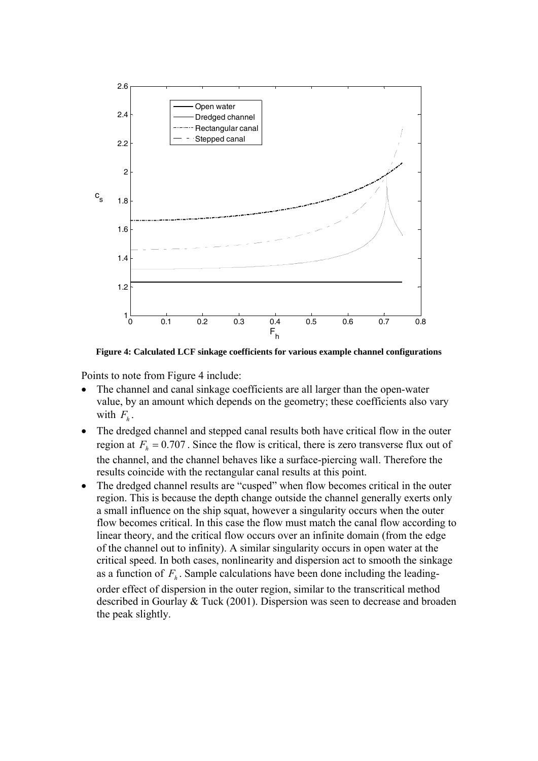**Figure 4: Calculated LCF sinkage coefficients for various example channel configurations**

Points to note from Figure 4 include:

- The channel and canal sinkage coefficients are all larger than the open-water value, by an amount which depends on the geometry; these coefficients also vary with $F_h$.
- The dredged channel and stepped canal results both have critical flow in the outer region at $F_h = 0.707$. Since the flow is critical, there is zero transverse flux out of the channel, and the channel behaves like a surface-piercing wall. Therefore the results coincide with the rectangular canal results at this point.
- The dredged channel results are "cusped" when flow becomes critical in the outer region. This is because the depth change outside the channel generally exerts only a small influence on the ship squat, however a singularity occurs when the outer flow becomes critical. In this case the flow must match the canal flow according to linear theory, and the critical flow occurs over an infinite domain (from the edge of the channel out to infinity). A similar singularity occurs in open water at the critical speed. In both cases, nonlinearity and dispersion act to smooth the sinkage as a function of $F_h$. Sample calculations have been done including the leading-order effect of dispersion in the outer region, similar to the transcritical method described in Gourlay & Tuck (2001). Dispersion was seen to decrease and broaden the peak slightly.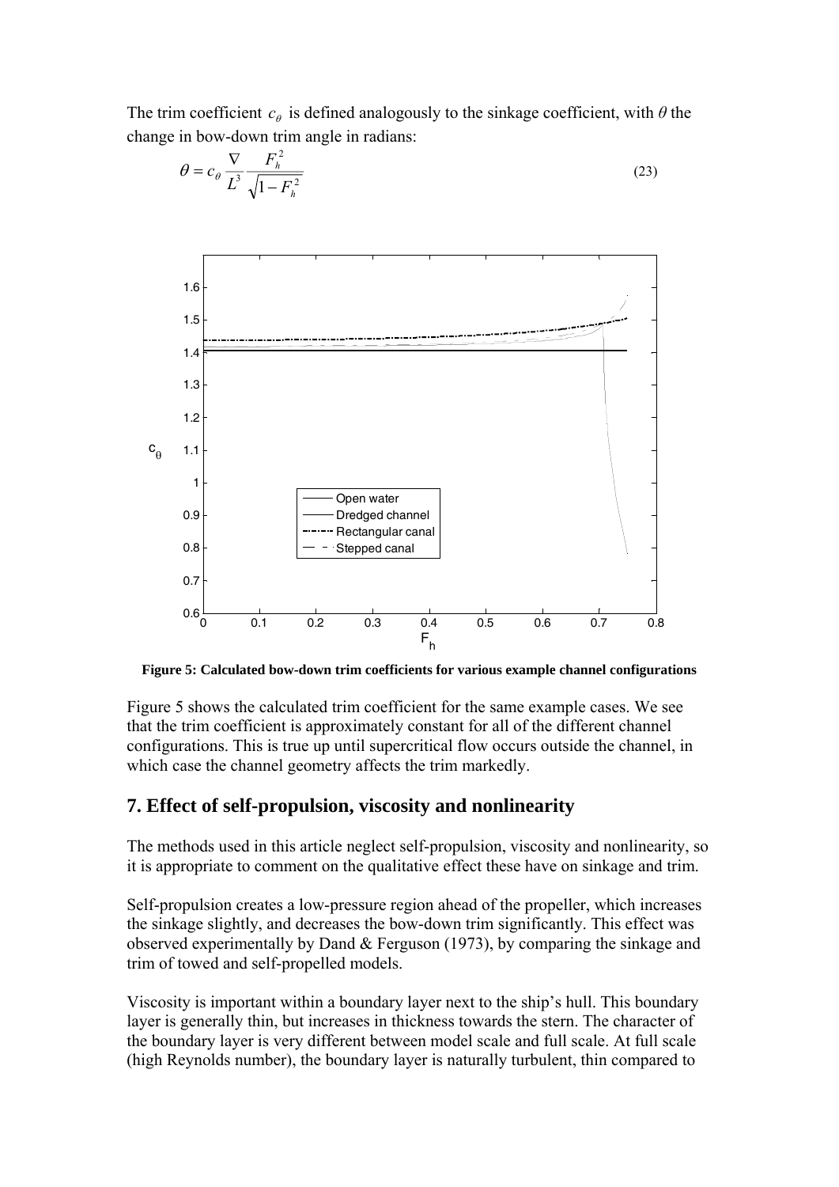The trim coefficient $c_\theta$ is defined analogously to the sinkage coefficient, with $\theta$ the change in bow-down trim angle in radians:

$$\theta = c_\theta \frac{\nabla}{L^3} \frac{F_h^2}{\sqrt{1-F_h^2}} \tag{23}$$

**Figure 5: Calculated bow-down trim coefficients for various example channel configurations**

Figure 5 shows the calculated trim coefficient for the same example cases. We see that the trim coefficient is approximately constant for all of the different channel configurations. This is true up until supercritical flow occurs outside the channel, in which case the channel geometry affects the trim markedly.

## 7. Effect of self-propulsion, viscosity and nonlinearity

The methods used in this article neglect self-propulsion, viscosity and nonlinearity, so it is appropriate to comment on the qualitative effect these have on sinkage and trim.

Self-propulsion creates a low-pressure region ahead of the propeller, which increases the sinkage slightly, and decreases the bow-down trim significantly. This effect was observed experimentally by Dand & Ferguson (1973), by comparing the sinkage and trim of towed and self-propelled models.

Viscosity is important within a boundary layer next to the ship's hull. This boundary layer is generally thin, but increases in thickness towards the stern. The character of the boundary layer is very different between model scale and full scale. At full scale (high Reynolds number), the boundary layer is naturally turbulent, thin compared to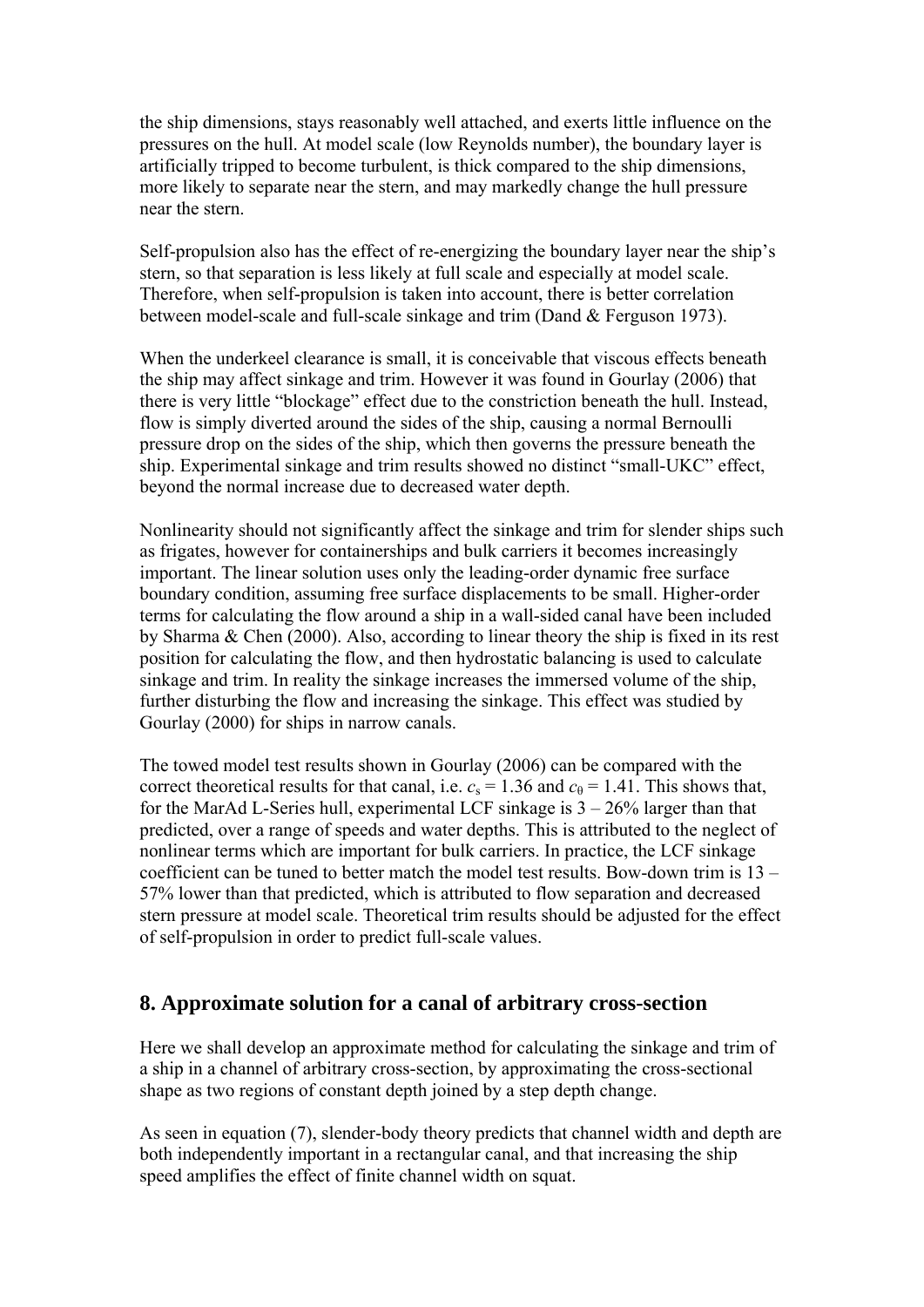the ship dimensions, stays reasonably well attached, and exerts little influence on the pressures on the hull. At model scale (low Reynolds number), the boundary layer is artificially tripped to become turbulent, is thick compared to the ship dimensions, more likely to separate near the stern, and may markedly change the hull pressure near the stern.

Self-propulsion also has the effect of re-energizing the boundary layer near the ship's stern, so that separation is less likely at full scale and especially at model scale. Therefore, when self-propulsion is taken into account, there is better correlation between model-scale and full-scale sinkage and trim (Dand & Ferguson 1973).

When the underkeel clearance is small, it is conceivable that viscous effects beneath the ship may affect sinkage and trim. However it was found in Gourlay (2006) that there is very little "blockage" effect due to the constriction beneath the hull. Instead, flow is simply diverted around the sides of the ship, causing a normal Bernoulli pressure drop on the sides of the ship, which then governs the pressure beneath the ship. Experimental sinkage and trim results showed no distinct "small-UKC" effect, beyond the normal increase due to decreased water depth.

Nonlinearity should not significantly affect the sinkage and trim for slender ships such as frigates, however for containerships and bulk carriers it becomes increasingly important. The linear solution uses only the leading-order dynamic free surface boundary condition, assuming free surface displacements to be small. Higher-order terms for calculating the flow around a ship in a wall-sided canal have been included by Sharma & Chen (2000). Also, according to linear theory the ship is fixed in its rest position for calculating the flow, and then hydrostatic balancing is used to calculate sinkage and trim. In reality the sinkage increases the immersed volume of the ship, further disturbing the flow and increasing the sinkage. This effect was studied by Gourlay (2000) for ships in narrow canals.

The towed model test results shown in Gourlay (2006) can be compared with the correct theoretical results for that canal, i.e. $c_s = 1.36$ and $c_\theta = 1.41$. This shows that, for the MarAd L-Series hull, experimental LCF sinkage is 3 – 26% larger than that predicted, over a range of speeds and water depths. This is attributed to the neglect of nonlinear terms which are important for bulk carriers. In practice, the LCF sinkage coefficient can be tuned to better match the model test results. Bow-down trim is 13 – 57% lower than that predicted, which is attributed to flow separation and decreased stern pressure at model scale. Theoretical trim results should be adjusted for the effect of self-propulsion in order to predict full-scale values.

## 8. Approximate solution for a canal of arbitrary cross-section

Here we shall develop an approximate method for calculating the sinkage and trim of a ship in a channel of arbitrary cross-section, by approximating the cross-sectional shape as two regions of constant depth joined by a step depth change.

As seen in equation (7), slender-body theory predicts that channel width and depth are both independently important in a rectangular canal, and that increasing the ship speed amplifies the effect of finite channel width on squat.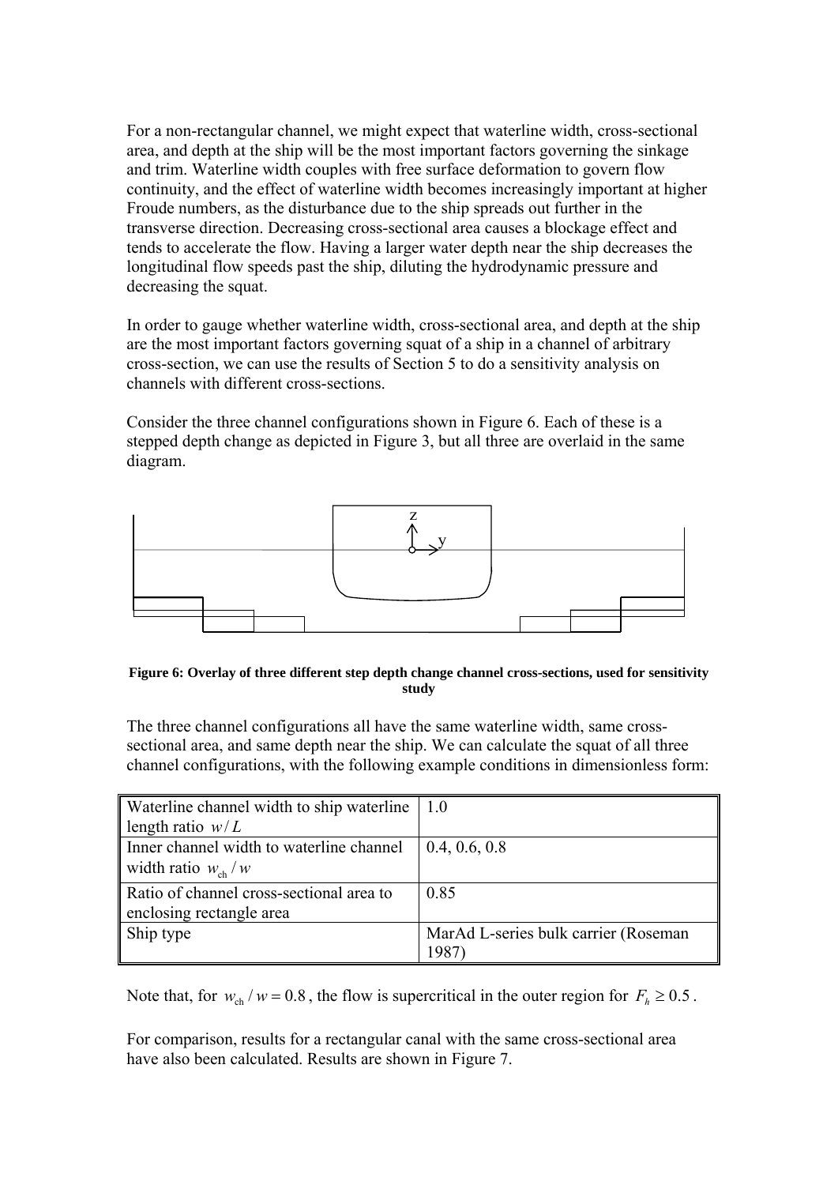For a non-rectangular channel, we might expect that waterline width, cross-sectional area, and depth at the ship will be the most important factors governing the sinkage and trim. Waterline width couples with free surface deformation to govern flow continuity, and the effect of waterline width becomes increasingly important at higher Froude numbers, as the disturbance due to the ship spreads out further in the transverse direction. Decreasing cross-sectional area causes a blockage effect and tends to accelerate the flow. Having a larger water depth near the ship decreases the longitudinal flow speeds past the ship, diluting the hydrodynamic pressure and decreasing the squat.

In order to gauge whether waterline width, cross-sectional area, and depth at the ship are the most important factors governing squat of a ship in a channel of arbitrary cross-section, we can use the results of Section 5 to do a sensitivity analysis on channels with different cross-sections.

Consider the three channel configurations shown in Figure 6. Each of these is a stepped depth change as depicted in Figure 3, but all three are overlaid in the same diagram.

**Figure 6: Overlay of three different step depth change channel cross-sections, used for sensitivity study**

The three channel configurations all have the same waterline width, same cross-sectional area, and same depth near the ship. We can calculate the squat of all three channel configurations, with the following example conditions in dimensionless form:

| | |
|---|---|
| Waterline channel width to ship waterline length ratio $w/L$ | 1.0 |
| Inner channel width to waterline channel width ratio $w_{ch}/w$ | 0.4, 0.6, 0.8 |
| Ratio of channel cross-sectional area to enclosing rectangle area | 0.85 |
| Ship type | MarAd L-series bulk carrier (Roseman 1987) |

Note that, for $w_{ch}/w = 0.8$, the flow is supercritical in the outer region for $F_h \geq 0.5$.

For comparison, results for a rectangular canal with the same cross-sectional area have also been calculated. Results are shown in Figure 7.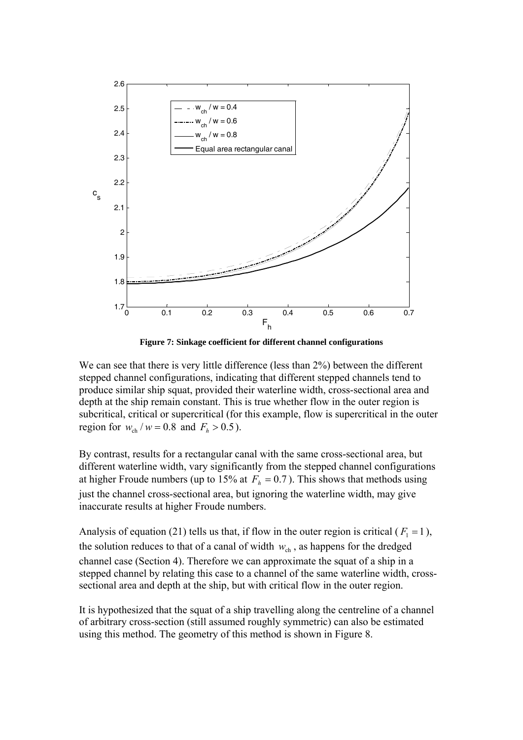Figure 7: Sinkage coefficient for different channel configurations

We can see that there is very little difference (less than 2%) between the different stepped channel configurations, indicating that different stepped channels tend to produce similar ship squat, provided their waterline width, cross-sectional area and depth at the ship remain constant. This is true whether flow in the outer region is subcritical, critical or supercritical (for this example, flow is supercritical in the outer region for $w_{\mathrm{ch}} / w = 0.8$ and $F_h > 0.5$).

By contrast, results for a rectangular canal with the same cross-sectional area, but different waterline width, vary significantly from the stepped channel configurations at higher Froude numbers (up to 15% at $F_h = 0.7$). This shows that methods using just the channel cross-sectional area, but ignoring the waterline width, may give inaccurate results at higher Froude numbers.

Analysis of equation (21) tells us that, if flow in the outer region is critical ($F_1 = 1$), the solution reduces to that of a canal of width $w_{\mathrm{ch}}$, as happens for the dredged channel case (Section 4). Therefore we can approximate the squat of a ship in a stepped channel by relating this case to a channel of the same waterline width, cross-sectional area and depth at the ship, but with critical flow in the outer region.

It is hypothesized that the squat of a ship travelling along the centreline of a channel of arbitrary cross-section (still assumed roughly symmetric) can also be estimated using this method. The geometry of this method is shown in Figure 8.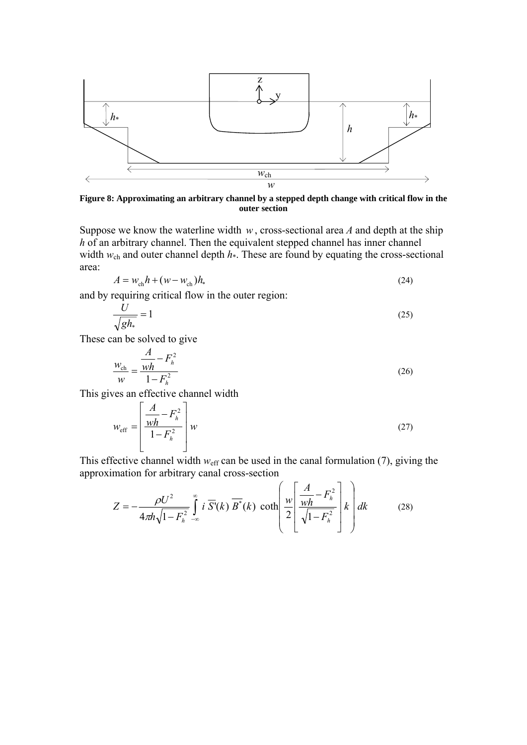**Figure 8: Approximating an arbitrary channel by a stepped depth change with critical flow in the outer section**

Suppose we know the waterline width $w$, cross-sectional area $A$ and depth at the ship $h$ of an arbitrary channel. Then the equivalent stepped channel has inner channel width $w_{\text{ch}}$ and outer channel depth $h_*$. These are found by equating the cross-sectional area:

$$A = w_{\text{ch}} h + (w - w_{\text{ch}}) h_* \tag{24}$$

and by requiring critical flow in the outer region:

$$\frac{U}{\sqrt{g h_*}} = 1 \tag{25}$$

These can be solved to give

$$\frac{w_{\text{ch}}}{w} = \frac{\dfrac{A}{wh} - F_h^2}{1 - F_h^2} \tag{26}$$

This gives an effective channel width

$$w_{\text{eff}} = \left[ \frac{\dfrac{A}{wh} - F_h^2}{1 - F_h^2} \right] w \tag{27}$$

This effective channel width $w_{\text{eff}}$ can be used in the canal formulation (7), giving the approximation for arbitrary canal cross-section

$$Z = -\frac{\rho U^2}{4\pi h \sqrt{1 - F_h^2}} \int_{-\infty}^{\infty} i\, \overline{S'}(k)\, \overline{B^*}(k)\, \coth\left( \frac{w}{2} \left[ \frac{\dfrac{A}{wh} - F_h^2}{\sqrt{1 - F_h^2}} \right] k \right) dk \tag{28}$$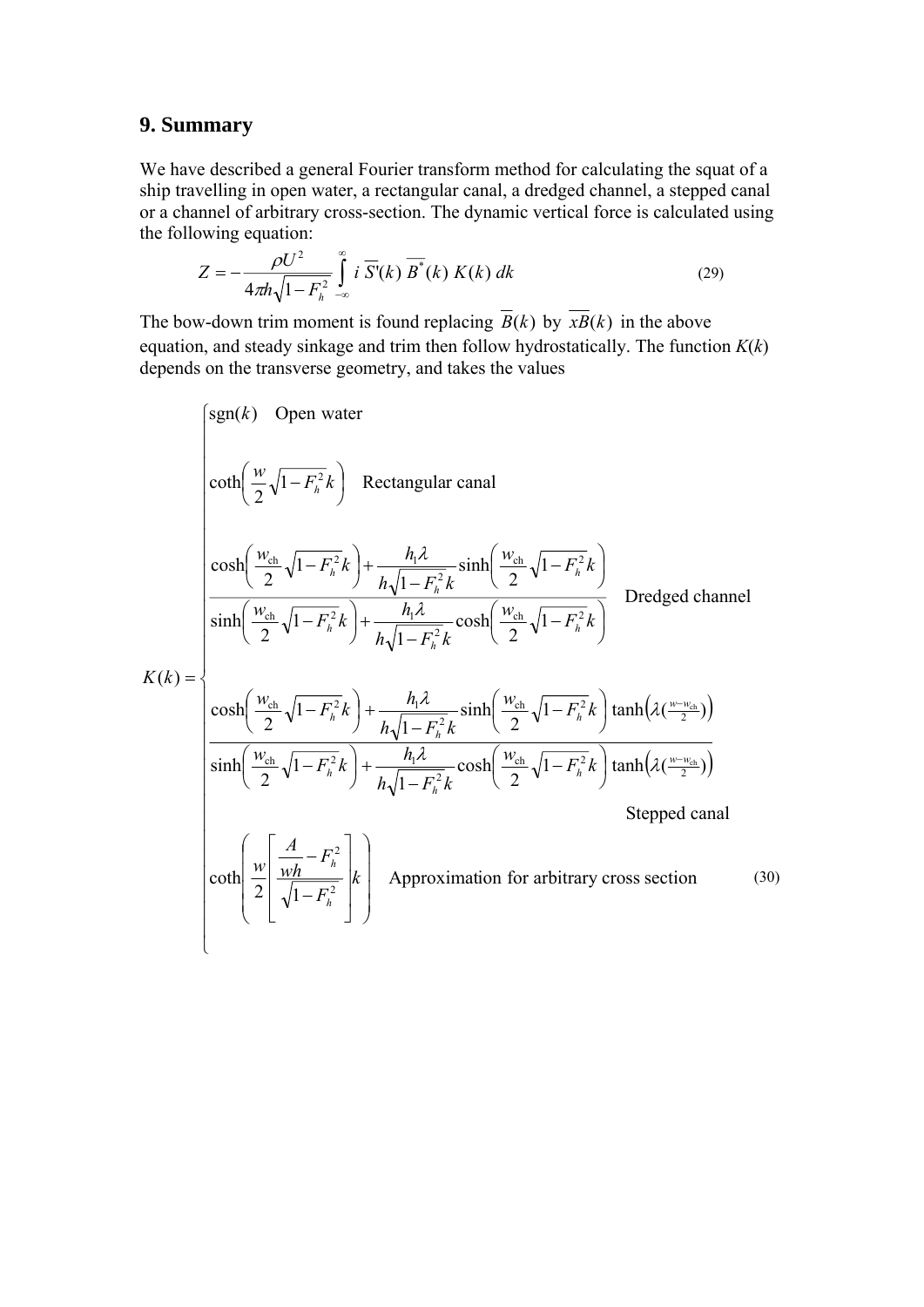## 9. Summary

We have described a general Fourier transform method for calculating the squat of a ship travelling in open water, a rectangular canal, a dredged channel, a stepped canal or a channel of arbitrary cross-section. The dynamic vertical force is calculated using the following equation:

$$Z = -\frac{\rho U^2}{4\pi h\sqrt{1-F_h^2}} \int_{-\infty}^{\infty} i\, \overline{S'}(k)\, \overline{B^*}(k)\, K(k)\, dk \tag{29}$$

The bow-down trim moment is found replacing $\overline{B}(k)$ by $\overline{xB}(k)$ in the above equation, and steady sinkage and trim then follow hydrostatically. The function $K(k)$ depends on the transverse geometry, and takes the values

$$K(k) = \begin{cases} \operatorname{sgn}(k) & \text{Open water} \\[2ex] \coth\left(\dfrac{w}{2}\sqrt{1-F_h^2}\,k\right) & \text{Rectangular canal} \\[2ex] \dfrac{\cosh\left(\dfrac{w_{\text{ch}}}{2}\sqrt{1-F_h^2}\,k\right) + \dfrac{h_1\lambda}{h\sqrt{1-F_h^2}\,k}\sinh\left(\dfrac{w_{\text{ch}}}{2}\sqrt{1-F_h^2}\,k\right)}{\sinh\left(\dfrac{w_{\text{ch}}}{2}\sqrt{1-F_h^2}\,k\right) + \dfrac{h_1\lambda}{h\sqrt{1-F_h^2}\,k}\cosh\left(\dfrac{w_{\text{ch}}}{2}\sqrt{1-F_h^2}\,k\right)} & \text{Dredged channel} \\[4ex] \dfrac{\cosh\left(\dfrac{w_{\text{ch}}}{2}\sqrt{1-F_h^2}\,k\right) + \dfrac{h_1\lambda}{h\sqrt{1-F_h^2}\,k}\sinh\left(\dfrac{w_{\text{ch}}}{2}\sqrt{1-F_h^2}\,k\right)\tanh\left(\lambda(\tfrac{w-w_{\text{ch}}}{2})\right)}{\sinh\left(\dfrac{w_{\text{ch}}}{2}\sqrt{1-F_h^2}\,k\right) + \dfrac{h_1\lambda}{h\sqrt{1-F_h^2}\,k}\cosh\left(\dfrac{w_{\text{ch}}}{2}\sqrt{1-F_h^2}\,k\right)\tanh\left(\lambda(\tfrac{w-w_{\text{ch}}}{2})\right)} & \text{Stepped canal} \\[4ex] \coth\left(\dfrac{w}{2}\left[\dfrac{\dfrac{A}{wh}-F_h^2}{\sqrt{1-F_h^2}}\right]k\right) & \text{Approximation for arbitrary cross section} \end{cases} \tag{30}$$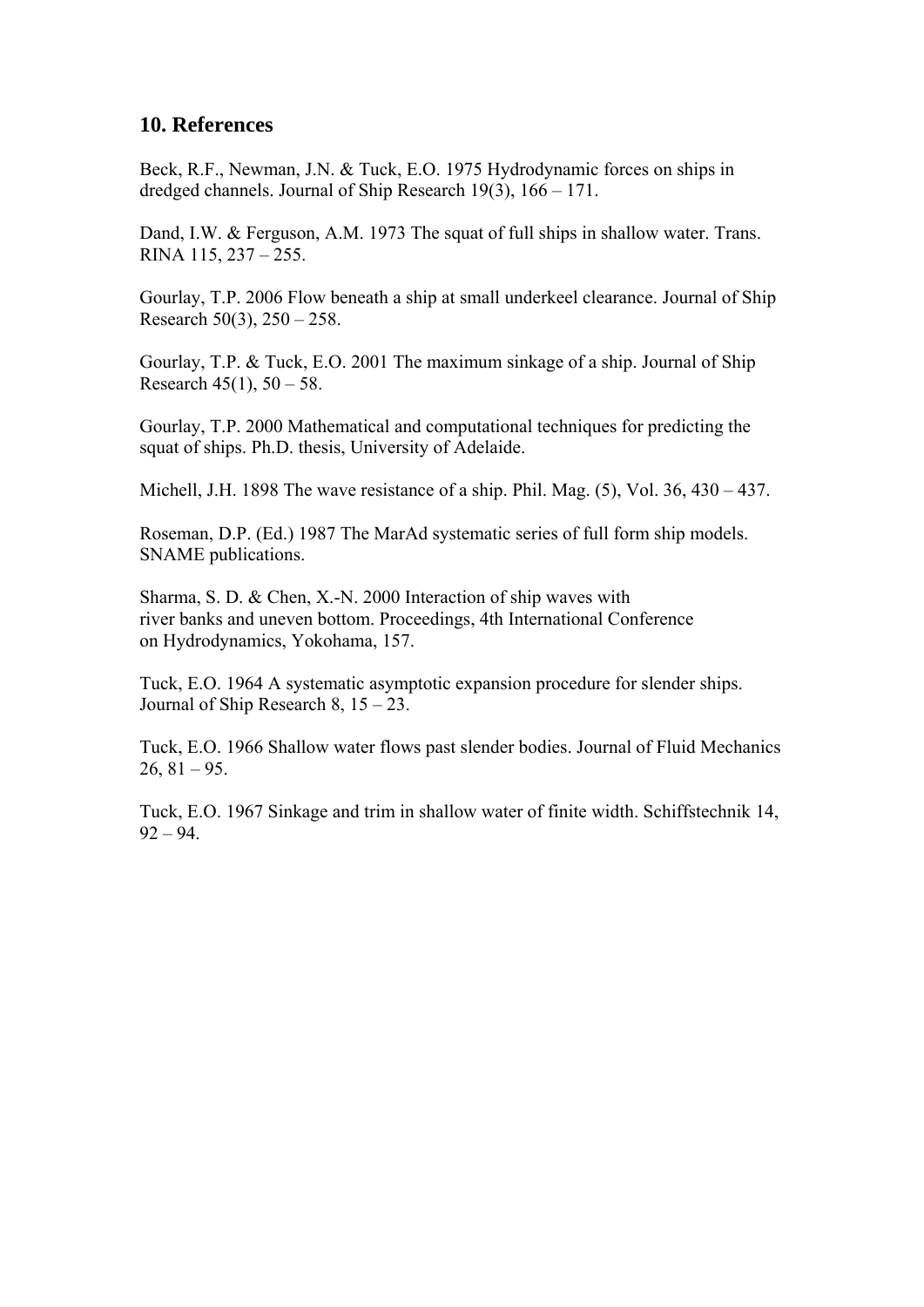## 10. References

Beck, R.F., Newman, J.N. & Tuck, E.O. 1975 Hydrodynamic forces on ships in dredged channels. Journal of Ship Research 19(3), 166 – 171.

Dand, I.W. & Ferguson, A.M. 1973 The squat of full ships in shallow water. Trans. RINA 115, 237 – 255.

Gourlay, T.P. 2006 Flow beneath a ship at small underkeel clearance. Journal of Ship Research 50(3), 250 – 258.

Gourlay, T.P. & Tuck, E.O. 2001 The maximum sinkage of a ship. Journal of Ship Research 45(1), 50 – 58.

Gourlay, T.P. 2000 Mathematical and computational techniques for predicting the squat of ships. Ph.D. thesis, University of Adelaide.

Michell, J.H. 1898 The wave resistance of a ship. Phil. Mag. (5), Vol. 36, 430 – 437.

Roseman, D.P. (Ed.) 1987 The MarAd systematic series of full form ship models. SNAME publications.

Sharma, S. D. & Chen, X.-N. 2000 Interaction of ship waves with river banks and uneven bottom. Proceedings, 4th International Conference on Hydrodynamics, Yokohama, 157.

Tuck, E.O. 1964 A systematic asymptotic expansion procedure for slender ships. Journal of Ship Research 8, 15 – 23.

Tuck, E.O. 1966 Shallow water flows past slender bodies. Journal of Fluid Mechanics 26, 81 – 95.

Tuck, E.O. 1967 Sinkage and trim in shallow water of finite width. Schiffstechnik 14, 92 – 94.